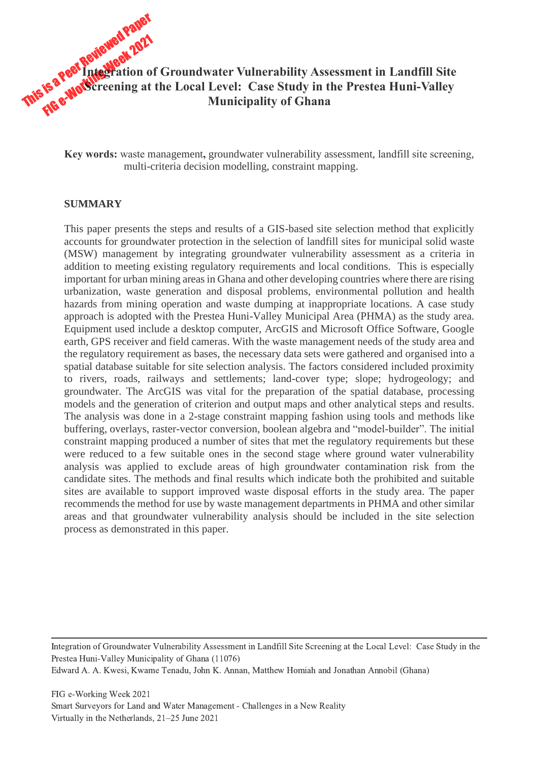# Integration of Groundwater Vulnerability Assessment in Landfill Site Screening at the Local Level: Case Study in the Prestea Huni-Valley Municipality of Ghana

This is a Peer Reviewed Paper
FIG e-Working Week 2021

**Key words:** waste management, groundwater vulnerability assessment, landfill site screening, multi-criteria decision modelling, constraint mapping.

## SUMMARY

This paper presents the steps and results of a GIS-based site selection method that explicitly accounts for groundwater protection in the selection of landfill sites for municipal solid waste (MSW) management by integrating groundwater vulnerability assessment as a criteria in addition to meeting existing regulatory requirements and local conditions. This is especially important for urban mining areas in Ghana and other developing countries where there are rising urbanization, waste generation and disposal problems, environmental pollution and health hazards from mining operation and waste dumping at inappropriate locations. A case study approach is adopted with the Prestea Huni-Valley Municipal Area (PHMA) as the study area. Equipment used include a desktop computer, ArcGIS and Microsoft Office Software, Google earth, GPS receiver and field cameras. With the waste management needs of the study area and the regulatory requirement as bases, the necessary data sets were gathered and organised into a spatial database suitable for site selection analysis. The factors considered included proximity to rivers, roads, railways and settlements; land-cover type; slope; hydrogeology; and groundwater. The ArcGIS was vital for the preparation of the spatial database, processing models and the generation of criterion and output maps and other analytical steps and results. The analysis was done in a 2-stage constraint mapping fashion using tools and methods like buffering, overlays, raster-vector conversion, boolean algebra and "model-builder". The initial constraint mapping produced a number of sites that met the regulatory requirements but these were reduced to a few suitable ones in the second stage where ground water vulnerability analysis was applied to exclude areas of high groundwater contamination risk from the candidate sites. The methods and final results which indicate both the prohibited and suitable sites are available to support improved waste disposal efforts in the study area. The paper recommends the method for use by waste management departments in PHMA and other similar areas and that groundwater vulnerability analysis should be included in the site selection process as demonstrated in this paper.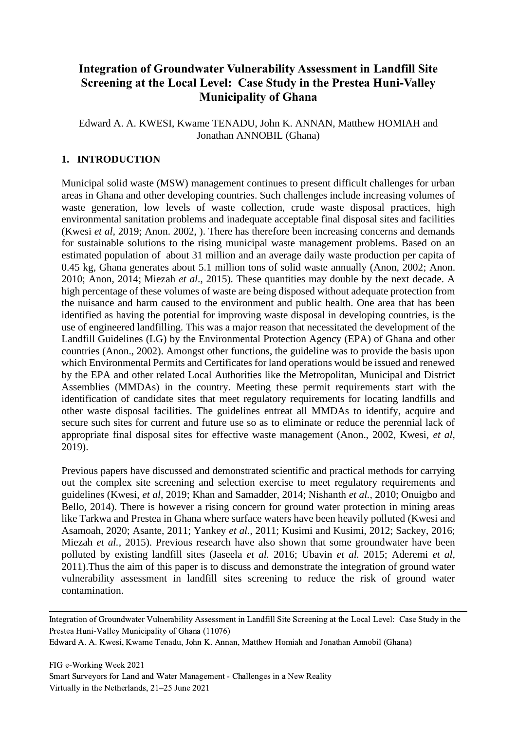# Integration of Groundwater Vulnerability Assessment in Landfill Site Screening at the Local Level: Case Study in the Prestea Huni-Valley Municipality of Ghana

Edward A. A. KWESI, Kwame TENADU, John K. ANNAN, Matthew HOMIAH and Jonathan ANNOBIL (Ghana)

## 1. INTRODUCTION

Municipal solid waste (MSW) management continues to present difficult challenges for urban areas in Ghana and other developing countries. Such challenges include increasing volumes of waste generation, low levels of waste collection, crude waste disposal practices, high environmental sanitation problems and inadequate acceptable final disposal sites and facilities (Kwesi *et al*, 2019; Anon. 2002, ). There has therefore been increasing concerns and demands for sustainable solutions to the rising municipal waste management problems. Based on an estimated population of about 31 million and an average daily waste production per capita of 0.45 kg, Ghana generates about 5.1 million tons of solid waste annually (Anon, 2002; Anon. 2010; Anon, 2014; Miezah *et al*., 2015). These quantities may double by the next decade. A high percentage of these volumes of waste are being disposed without adequate protection from the nuisance and harm caused to the environment and public health. One area that has been identified as having the potential for improving waste disposal in developing countries, is the use of engineered landfilling. This was a major reason that necessitated the development of the Landfill Guidelines (LG) by the Environmental Protection Agency (EPA) of Ghana and other countries (Anon., 2002). Amongst other functions, the guideline was to provide the basis upon which Environmental Permits and Certificates for land operations would be issued and renewed by the EPA and other related Local Authorities like the Metropolitan, Municipal and District Assemblies (MMDAs) in the country. Meeting these permit requirements start with the identification of candidate sites that meet regulatory requirements for locating landfills and other waste disposal facilities. The guidelines entreat all MMDAs to identify, acquire and secure such sites for current and future use so as to eliminate or reduce the perennial lack of appropriate final disposal sites for effective waste management (Anon., 2002, Kwesi, *et al*, 2019).

Previous papers have discussed and demonstrated scientific and practical methods for carrying out the complex site screening and selection exercise to meet regulatory requirements and guidelines (Kwesi, *et al*, 2019; Khan and Samadder, 2014; Nishanth *et al.*, 2010; Onuigbo and Bello, 2014). There is however a rising concern for ground water protection in mining areas like Tarkwa and Prestea in Ghana where surface waters have been heavily polluted (Kwesi and Asamoah, 2020; Asante, 2011; Yankey *et al.*, 2011; Kusimi and Kusimi, 2012; Sackey, 2016; Miezah *et al.*, 2015). Previous research have also shown that some groundwater have been polluted by existing landfill sites (Jaseela *et al.* 2016; Ubavin *et al.* 2015; Aderemi *et al,* 2011).Thus the aim of this paper is to discuss and demonstrate the integration of ground water vulnerability assessment in landfill sites screening to reduce the risk of ground water contamination.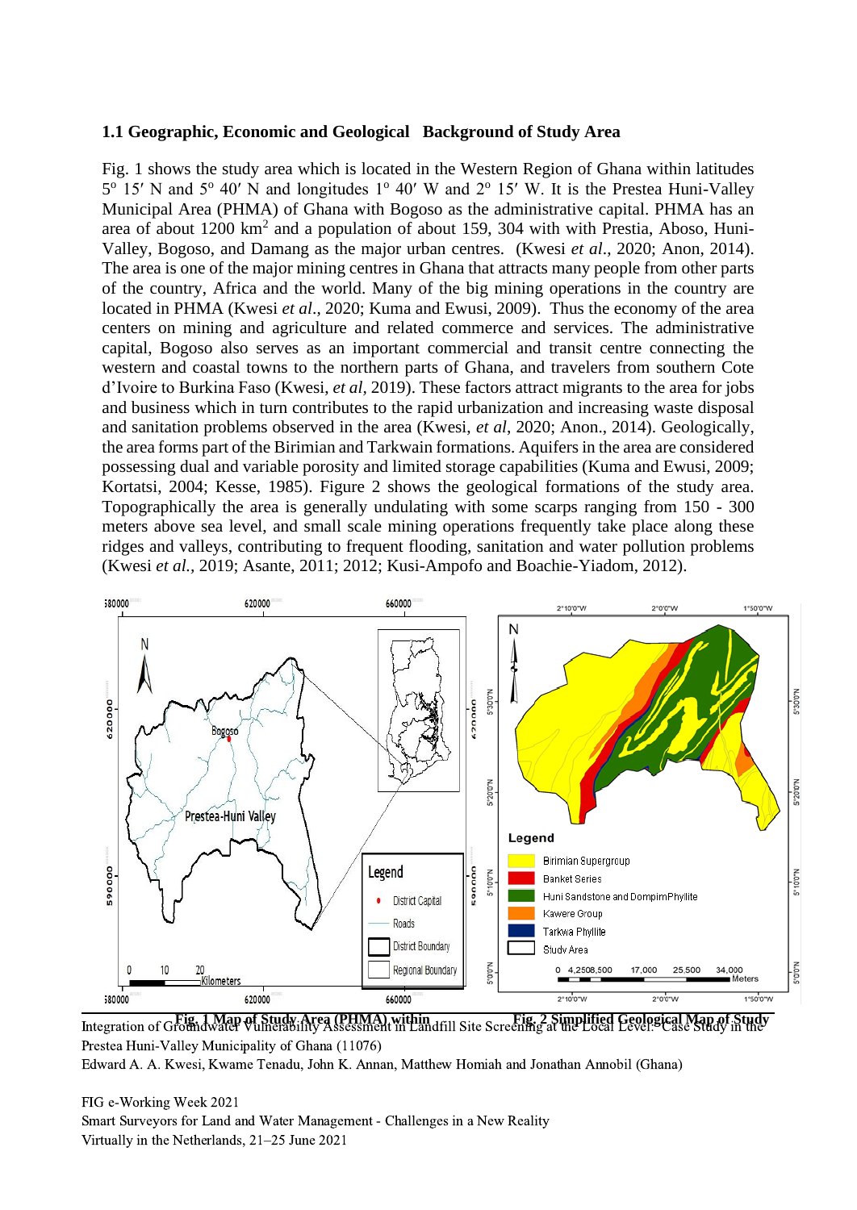### 1.1 Geographic, Economic and Geological Background of Study Area

Fig. 1 shows the study area which is located in the Western Region of Ghana within latitudes 5° 15′ N and 5° 40′ N and longitudes 1° 40′ W and 2° 15′ W. It is the Prestea Huni-Valley Municipal Area (PHMA) of Ghana with Bogoso as the administrative capital. PHMA has an area of about 1200 km$^2$ and a population of about 159, 304 with with Prestia, Aboso, Huni-Valley, Bogoso, and Damang as the major urban centres. (Kwesi *et al*., 2020; Anon, 2014). The area is one of the major mining centres in Ghana that attracts many people from other parts of the country, Africa and the world. Many of the big mining operations in the country are located in PHMA (Kwesi *et al*., 2020; Kuma and Ewusi, 2009). Thus the economy of the area centers on mining and agriculture and related commerce and services. The administrative capital, Bogoso also serves as an important commercial and transit centre connecting the western and coastal towns to the northern parts of Ghana, and travelers from southern Cote d'Ivoire to Burkina Faso (Kwesi, *et al*, 2019). These factors attract migrants to the area for jobs and business which in turn contributes to the rapid urbanization and increasing waste disposal and sanitation problems observed in the area (Kwesi, *et al*, 2020; Anon., 2014). Geologically, the area forms part of the Birimian and Tarkwain formations. Aquifers in the area are considered possessing dual and variable porosity and limited storage capabilities (Kuma and Ewusi, 2009; Kortatsi, 2004; Kesse, 1985). Figure 2 shows the geological formations of the study area. Topographically the area is generally undulating with some scarps ranging from 150 - 300 meters above sea level, and small scale mining operations frequently take place along these ridges and valleys, contributing to frequent flooding, sanitation and water pollution problems (Kwesi *et al.,* 2019; Asante, 2011; 2012; Kusi-Ampofo and Boachie-Yiadom, 2012).

**Fig. 1 Map of Study Area (PHMA) within**

**Fig. 2 Simplified Geological Map of Study**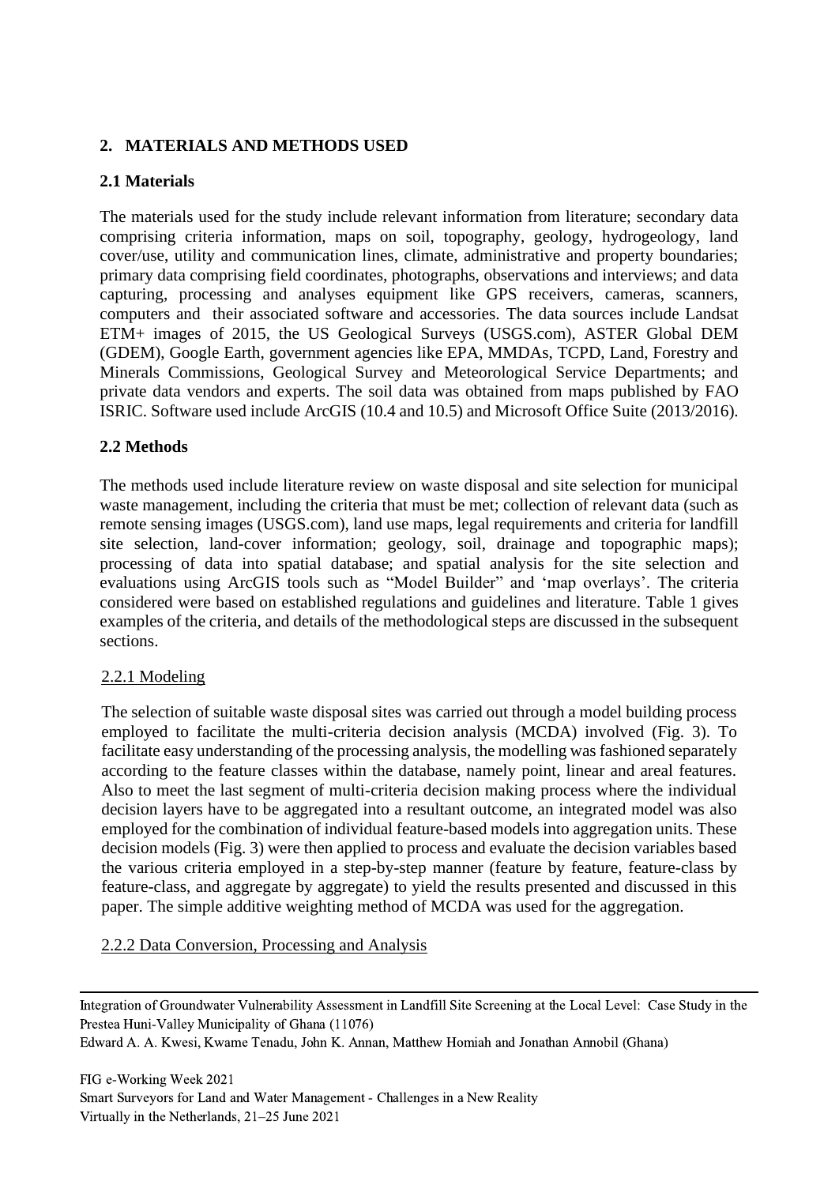## 2. MATERIALS AND METHODS USED

### 2.1 Materials

The materials used for the study include relevant information from literature; secondary data comprising criteria information, maps on soil, topography, geology, hydrogeology, land cover/use, utility and communication lines, climate, administrative and property boundaries; primary data comprising field coordinates, photographs, observations and interviews; and data capturing, processing and analyses equipment like GPS receivers, cameras, scanners, computers and their associated software and accessories. The data sources include Landsat ETM+ images of 2015, the US Geological Surveys (USGS.com), ASTER Global DEM (GDEM), Google Earth, government agencies like EPA, MMDAs, TCPD, Land, Forestry and Minerals Commissions, Geological Survey and Meteorological Service Departments; and private data vendors and experts. The soil data was obtained from maps published by FAO ISRIC. Software used include ArcGIS (10.4 and 10.5) and Microsoft Office Suite (2013/2016).

### 2.2 Methods

The methods used include literature review on waste disposal and site selection for municipal waste management, including the criteria that must be met; collection of relevant data (such as remote sensing images (USGS.com), land use maps, legal requirements and criteria for landfill site selection, land-cover information; geology, soil, drainage and topographic maps); processing of data into spatial database; and spatial analysis for the site selection and evaluations using ArcGIS tools such as "Model Builder" and 'map overlays'. The criteria considered were based on established regulations and guidelines and literature. Table 1 gives examples of the criteria, and details of the methodological steps are discussed in the subsequent sections.

#### 2.2.1 Modeling

The selection of suitable waste disposal sites was carried out through a model building process employed to facilitate the multi-criteria decision analysis (MCDA) involved (Fig. 3). To facilitate easy understanding of the processing analysis, the modelling was fashioned separately according to the feature classes within the database, namely point, linear and areal features. Also to meet the last segment of multi-criteria decision making process where the individual decision layers have to be aggregated into a resultant outcome, an integrated model was also employed for the combination of individual feature-based models into aggregation units. These decision models (Fig. 3) were then applied to process and evaluate the decision variables based the various criteria employed in a step-by-step manner (feature by feature, feature-class by feature-class, and aggregate by aggregate) to yield the results presented and discussed in this paper. The simple additive weighting method of MCDA was used for the aggregation.

#### 2.2.2 Data Conversion, Processing and Analysis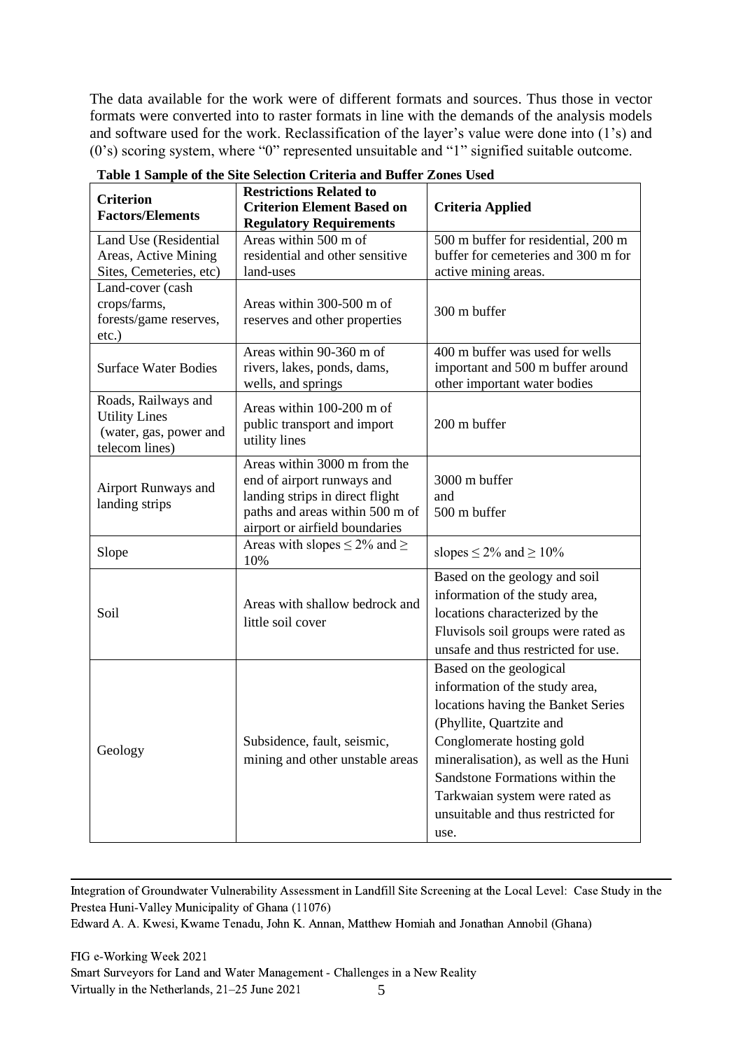The data available for the work were of different formats and sources. Thus those in vector formats were converted into to raster formats in line with the demands of the analysis models and software used for the work. Reclassification of the layer's value were done into (1's) and (0's) scoring system, where "0" represented unsuitable and "1" signified suitable outcome.

**Table 1 Sample of the Site Selection Criteria and Buffer Zones Used**

| Criterion Factors/Elements | Restrictions Related to Criterion Element Based on Regulatory Requirements | Criteria Applied |
|---|---|---|
| Land Use (Residential Areas, Active Mining Sites, Cemeteries, etc) | Areas within 500 m of residential and other sensitive land-uses | 500 m buffer for residential, 200 m buffer for cemeteries and 300 m for active mining areas. |
| Land-cover (cash crops/farms, forests/game reserves, etc.) | Areas within 300-500 m of reserves and other properties | 300 m buffer |
| Surface Water Bodies | Areas within 90-360 m of rivers, lakes, ponds, dams, wells, and springs | 400 m buffer was used for wells important and 500 m buffer around other important water bodies |
| Roads, Railways and Utility Lines (water, gas, power and telecom lines) | Areas within 100-200 m of public transport and import utility lines | 200 m buffer |
| Airport Runways and landing strips | Areas within 3000 m from the end of airport runways and landing strips in direct flight paths and areas within 500 m of airport or airfield boundaries | 3000 m buffer and 500 m buffer |
| Slope | Areas with slopes $\leq 2\%$ and $\geq 10\%$ | slopes $\leq 2\%$ and $\geq 10\%$ |
| Soil | Areas with shallow bedrock and little soil cover | Based on the geology and soil information of the study area, locations characterized by the Fluvisols soil groups were rated as unsafe and thus restricted for use. |
| Geology | Subsidence, fault, seismic, mining and other unstable areas | Based on the geological information of the study area, locations having the Banket Series (Phyllite, Quartzite and Conglomerate hosting gold mineralisation), as well as the Huni Sandstone Formations within the Tarkwaian system were rated as unsuitable and thus restricted for use. |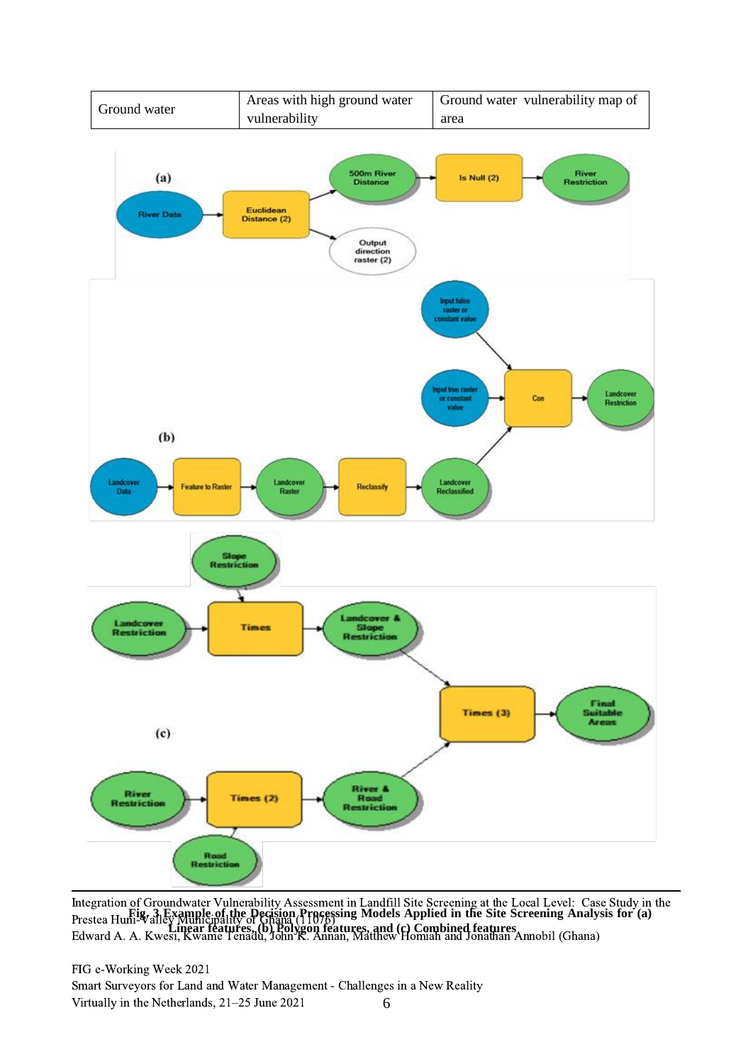| Ground water | Areas with high ground water vulnerability | Ground water vulnerability map of area |
|---|---|---|

**Fig. 3 Example of the Decision Processing Models Applied in the Site Screening Analysis for (a) Linear features, (b) Polygon features, and (c) Combined features**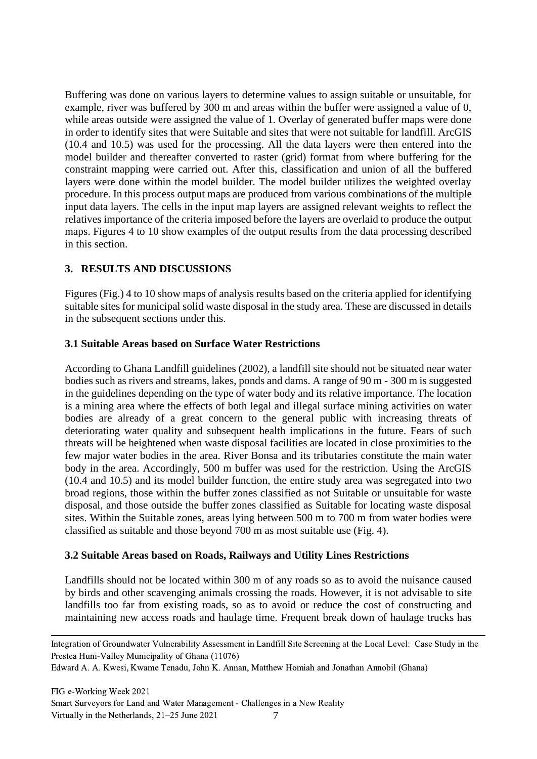Buffering was done on various layers to determine values to assign suitable or unsuitable, for example, river was buffered by 300 m and areas within the buffer were assigned a value of 0, while areas outside were assigned the value of 1. Overlay of generated buffer maps were done in order to identify sites that were Suitable and sites that were not suitable for landfill. ArcGIS (10.4 and 10.5) was used for the processing. All the data layers were then entered into the model builder and thereafter converted to raster (grid) format from where buffering for the constraint mapping were carried out. After this, classification and union of all the buffered layers were done within the model builder. The model builder utilizes the weighted overlay procedure. In this process output maps are produced from various combinations of the multiple input data layers. The cells in the input map layers are assigned relevant weights to reflect the relatives importance of the criteria imposed before the layers are overlaid to produce the output maps. Figures 4 to 10 show examples of the output results from the data processing described in this section.

## 3. RESULTS AND DISCUSSIONS

Figures (Fig.) 4 to 10 show maps of analysis results based on the criteria applied for identifying suitable sites for municipal solid waste disposal in the study area. These are discussed in details in the subsequent sections under this.

### 3.1 Suitable Areas based on Surface Water Restrictions

According to Ghana Landfill guidelines (2002), a landfill site should not be situated near water bodies such as rivers and streams, lakes, ponds and dams. A range of 90 m - 300 m is suggested in the guidelines depending on the type of water body and its relative importance. The location is a mining area where the effects of both legal and illegal surface mining activities on water bodies are already of a great concern to the general public with increasing threats of deteriorating water quality and subsequent health implications in the future. Fears of such threats will be heightened when waste disposal facilities are located in close proximities to the few major water bodies in the area. River Bonsa and its tributaries constitute the main water body in the area. Accordingly, 500 m buffer was used for the restriction. Using the ArcGIS (10.4 and 10.5) and its model builder function, the entire study area was segregated into two broad regions, those within the buffer zones classified as not Suitable or unsuitable for waste disposal, and those outside the buffer zones classified as Suitable for locating waste disposal sites. Within the Suitable zones, areas lying between 500 m to 700 m from water bodies were classified as suitable and those beyond 700 m as most suitable use (Fig. 4).

### 3.2 Suitable Areas based on Roads, Railways and Utility Lines Restrictions

Landfills should not be located within 300 m of any roads so as to avoid the nuisance caused by birds and other scavenging animals crossing the roads. However, it is not advisable to site landfills too far from existing roads, so as to avoid or reduce the cost of constructing and maintaining new access roads and haulage time. Frequent break down of haulage trucks has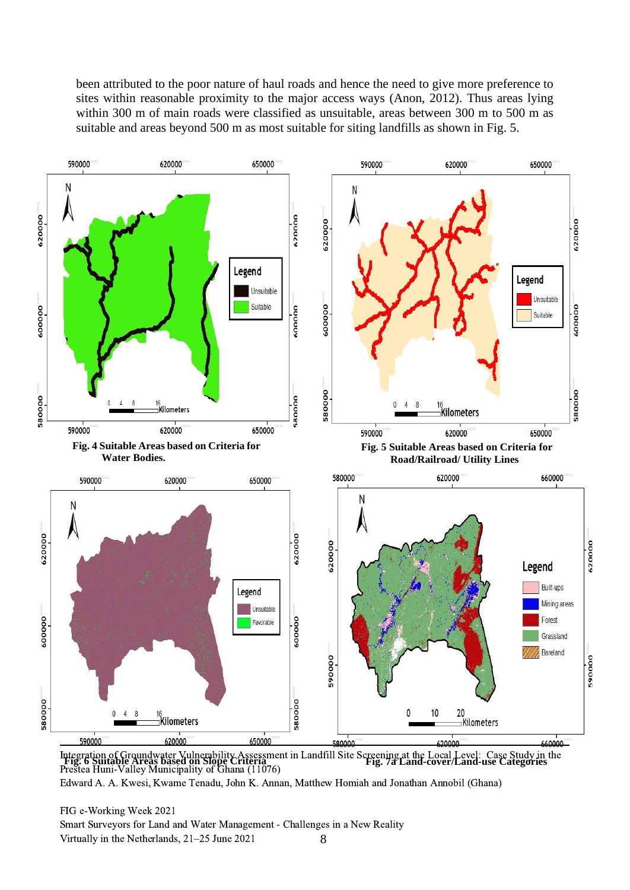been attributed to the poor nature of haul roads and hence the need to give more preference to sites within reasonable proximity to the major access ways (Anon, 2012). Thus areas lying within 300 m of main roads were classified as unsuitable, areas between 300 m to 500 m as suitable and areas beyond 500 m as most suitable for siting landfills as shown in Fig. 5.

**Fig. 4 Suitable Areas based on Criteria for Water Bodies.**

**Fig. 5 Suitable Areas based on Criteria for Road/Railroad/ Utility Lines**

**Fig. 6 Suitable Areas based on Slope Criteria**

**Fig. 7a Land-cover/Land-use Categories**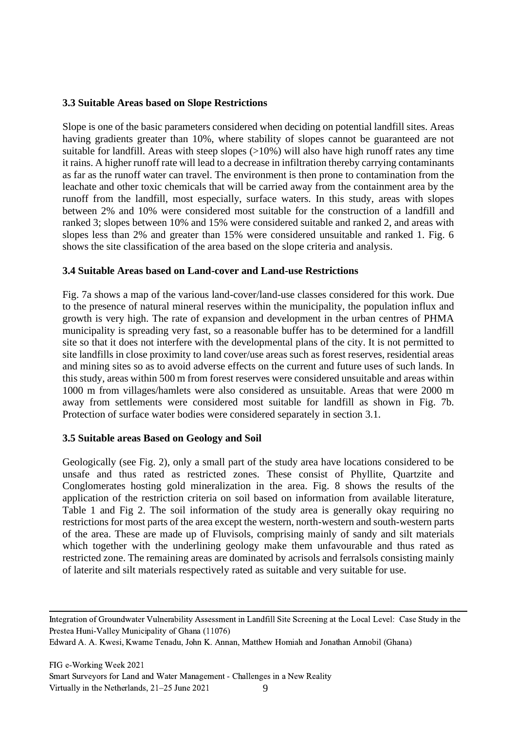### 3.3 Suitable Areas based on Slope Restrictions

Slope is one of the basic parameters considered when deciding on potential landfill sites. Areas having gradients greater than 10%, where stability of slopes cannot be guaranteed are not suitable for landfill. Areas with steep slopes (>10%) will also have high runoff rates any time it rains. A higher runoff rate will lead to a decrease in infiltration thereby carrying contaminants as far as the runoff water can travel. The environment is then prone to contamination from the leachate and other toxic chemicals that will be carried away from the containment area by the runoff from the landfill, most especially, surface waters. In this study, areas with slopes between 2% and 10% were considered most suitable for the construction of a landfill and ranked 3; slopes between 10% and 15% were considered suitable and ranked 2, and areas with slopes less than 2% and greater than 15% were considered unsuitable and ranked 1. Fig. 6 shows the site classification of the area based on the slope criteria and analysis.

### 3.4 Suitable Areas based on Land-cover and Land-use Restrictions

Fig. 7a shows a map of the various land-cover/land-use classes considered for this work. Due to the presence of natural mineral reserves within the municipality, the population influx and growth is very high. The rate of expansion and development in the urban centres of PHMA municipality is spreading very fast, so a reasonable buffer has to be determined for a landfill site so that it does not interfere with the developmental plans of the city. It is not permitted to site landfills in close proximity to land cover/use areas such as forest reserves, residential areas and mining sites so as to avoid adverse effects on the current and future uses of such lands. In this study, areas within 500 m from forest reserves were considered unsuitable and areas within 1000 m from villages/hamlets were also considered as unsuitable. Areas that were 2000 m away from settlements were considered most suitable for landfill as shown in Fig. 7b. Protection of surface water bodies were considered separately in section 3.1.

### 3.5 Suitable areas Based on Geology and Soil

Geologically (see Fig. 2), only a small part of the study area have locations considered to be unsafe and thus rated as restricted zones. These consist of Phyllite, Quartzite and Conglomerates hosting gold mineralization in the area. Fig. 8 shows the results of the application of the restriction criteria on soil based on information from available literature, Table 1 and Fig 2. The soil information of the study area is generally okay requiring no restrictions for most parts of the area except the western, north-western and south-western parts of the area. These are made up of Fluvisols, comprising mainly of sandy and silt materials which together with the underlining geology make them unfavourable and thus rated as restricted zone. The remaining areas are dominated by acrisols and ferralsols consisting mainly of laterite and silt materials respectively rated as suitable and very suitable for use.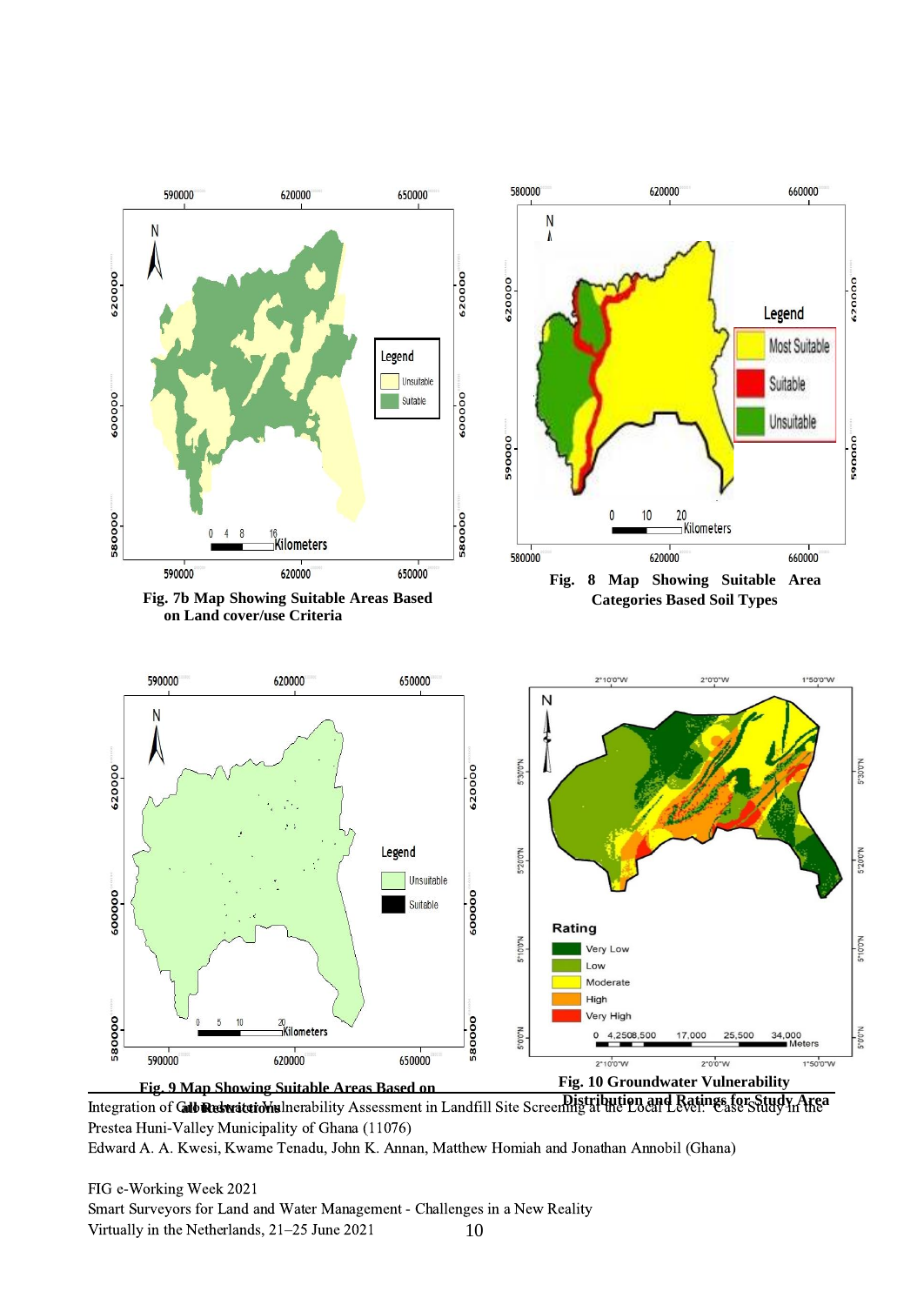**Fig. 7b Map Showing Suitable Areas Based on Land cover/use Criteria**

**Fig. 8 Map Showing Suitable Area Categories Based Soil Types**

**Fig. 9 Map Showing Suitable Areas Based on all Restrictions**

**Fig. 10 Groundwater Vulnerability Distribution and Ratings for Study Area**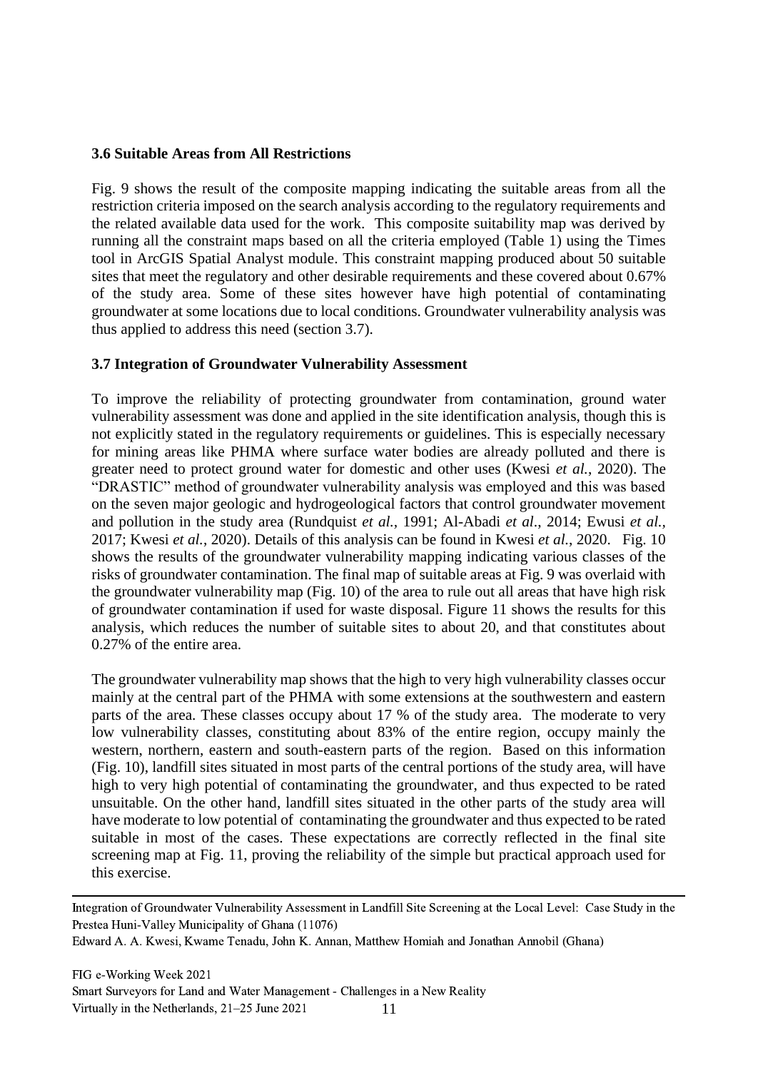### 3.6 Suitable Areas from All Restrictions

Fig. 9 shows the result of the composite mapping indicating the suitable areas from all the restriction criteria imposed on the search analysis according to the regulatory requirements and the related available data used for the work. This composite suitability map was derived by running all the constraint maps based on all the criteria employed (Table 1) using the Times tool in ArcGIS Spatial Analyst module. This constraint mapping produced about 50 suitable sites that meet the regulatory and other desirable requirements and these covered about 0.67% of the study area. Some of these sites however have high potential of contaminating groundwater at some locations due to local conditions. Groundwater vulnerability analysis was thus applied to address this need (section 3.7).

### 3.7 Integration of Groundwater Vulnerability Assessment

To improve the reliability of protecting groundwater from contamination, ground water vulnerability assessment was done and applied in the site identification analysis, though this is not explicitly stated in the regulatory requirements or guidelines. This is especially necessary for mining areas like PHMA where surface water bodies are already polluted and there is greater need to protect ground water for domestic and other uses (Kwesi *et al.*, 2020). The "DRASTIC" method of groundwater vulnerability analysis was employed and this was based on the seven major geologic and hydrogeological factors that control groundwater movement and pollution in the study area (Rundquist *et al.*, 1991; Al-Abadi *et al*., 2014; Ewusi *et al.*, 2017; Kwesi *et al.*, 2020). Details of this analysis can be found in Kwesi *et al.*, 2020. Fig. 10 shows the results of the groundwater vulnerability mapping indicating various classes of the risks of groundwater contamination. The final map of suitable areas at Fig. 9 was overlaid with the groundwater vulnerability map (Fig. 10) of the area to rule out all areas that have high risk of groundwater contamination if used for waste disposal. Figure 11 shows the results for this analysis, which reduces the number of suitable sites to about 20, and that constitutes about 0.27% of the entire area.

The groundwater vulnerability map shows that the high to very high vulnerability classes occur mainly at the central part of the PHMA with some extensions at the southwestern and eastern parts of the area. These classes occupy about 17 % of the study area. The moderate to very low vulnerability classes, constituting about 83% of the entire region, occupy mainly the western, northern, eastern and south-eastern parts of the region. Based on this information (Fig. 10), landfill sites situated in most parts of the central portions of the study area, will have high to very high potential of contaminating the groundwater, and thus expected to be rated unsuitable. On the other hand, landfill sites situated in the other parts of the study area will have moderate to low potential of contaminating the groundwater and thus expected to be rated suitable in most of the cases. These expectations are correctly reflected in the final site screening map at Fig. 11, proving the reliability of the simple but practical approach used for this exercise.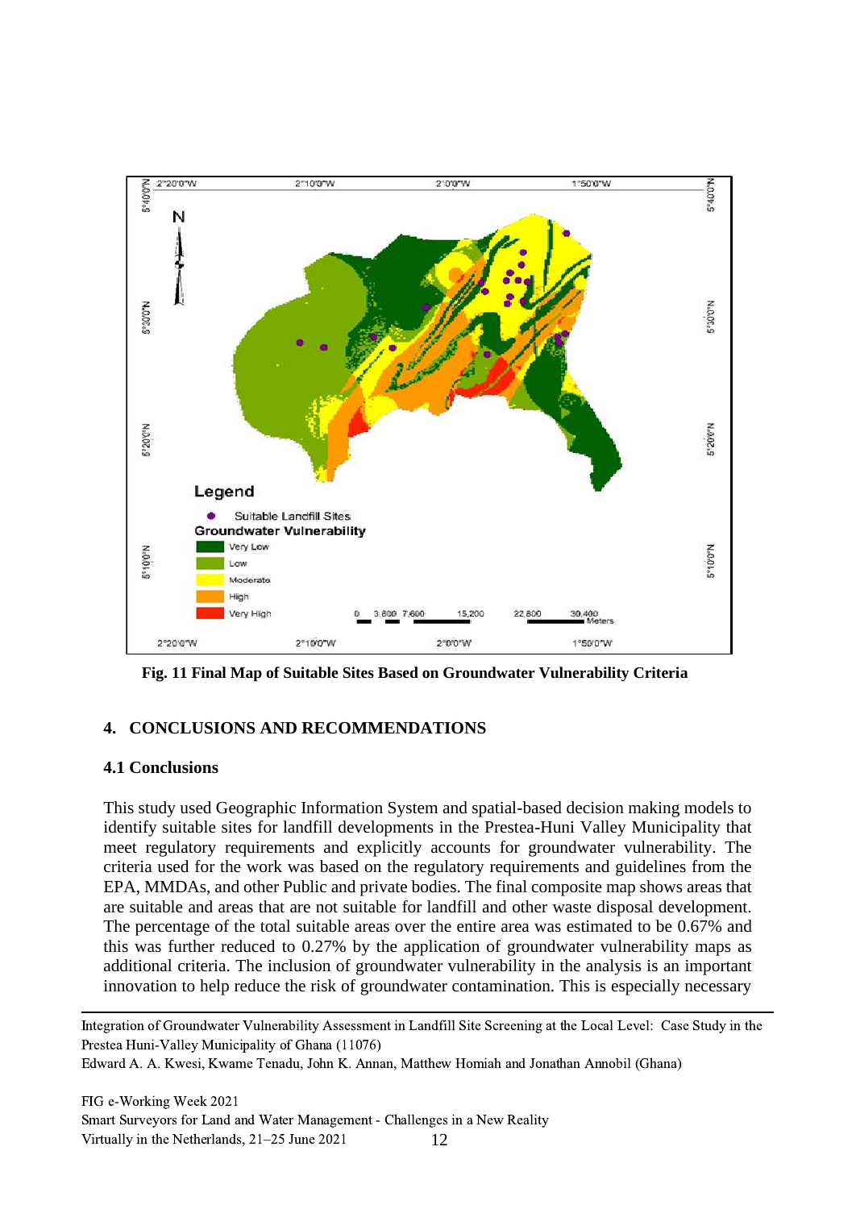**Fig. 11 Final Map of Suitable Sites Based on Groundwater Vulnerability Criteria**

## 4. CONCLUSIONS AND RECOMMENDATIONS

### 4.1 Conclusions

This study used Geographic Information System and spatial-based decision making models to identify suitable sites for landfill developments in the Prestea-Huni Valley Municipality that meet regulatory requirements and explicitly accounts for groundwater vulnerability. The criteria used for the work was based on the regulatory requirements and guidelines from the EPA, MMDAs, and other Public and private bodies. The final composite map shows areas that are suitable and areas that are not suitable for landfill and other waste disposal development. The percentage of the total suitable areas over the entire area was estimated to be 0.67% and this was further reduced to 0.27% by the application of groundwater vulnerability maps as additional criteria. The inclusion of groundwater vulnerability in the analysis is an important innovation to help reduce the risk of groundwater contamination. This is especially necessary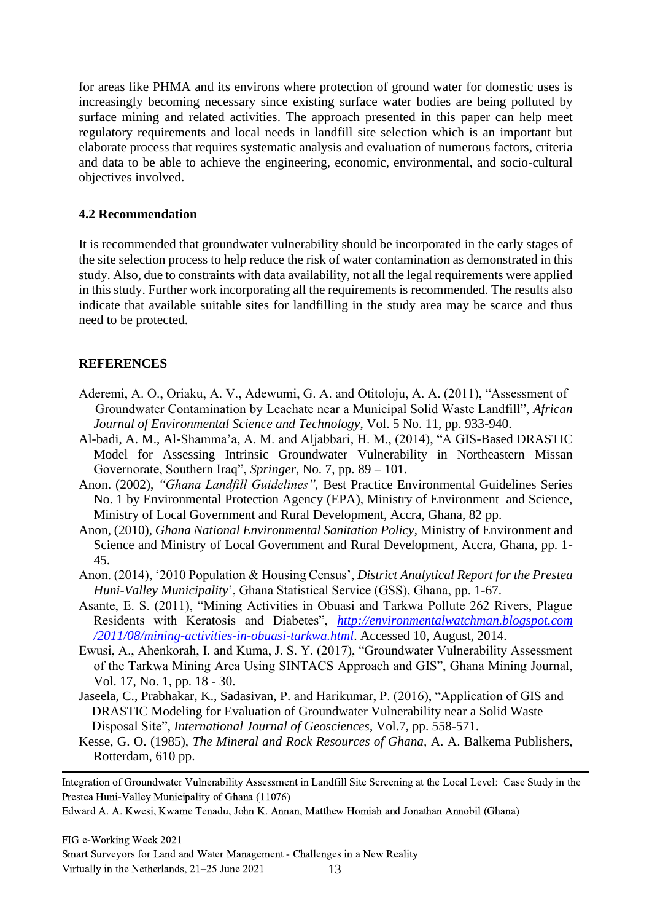for areas like PHMA and its environs where protection of ground water for domestic uses is increasingly becoming necessary since existing surface water bodies are being polluted by surface mining and related activities. The approach presented in this paper can help meet regulatory requirements and local needs in landfill site selection which is an important but elaborate process that requires systematic analysis and evaluation of numerous factors, criteria and data to be able to achieve the engineering, economic, environmental, and socio-cultural objectives involved.

### 4.2 Recommendation

It is recommended that groundwater vulnerability should be incorporated in the early stages of the site selection process to help reduce the risk of water contamination as demonstrated in this study. Also, due to constraints with data availability, not all the legal requirements were applied in this study. Further work incorporating all the requirements is recommended. The results also indicate that available suitable sites for landfilling in the study area may be scarce and thus need to be protected.

## REFERENCES

Aderemi, A. O., Oriaku, A. V., Adewumi, G. A. and Otitoloju, A. A. (2011), "Assessment of Groundwater Contamination by Leachate near a Municipal Solid Waste Landfill", *African Journal of Environmental Science and Technology*, Vol. 5 No. 11, pp. 933-940.

Al-badi, A. M., Al-Shamma'a, A. M. and Aljabbari, H. M., (2014), "A GIS-Based DRASTIC Model for Assessing Intrinsic Groundwater Vulnerability in Northeastern Missan Governorate, Southern Iraq", *Springer*, No. 7, pp. 89 – 101.

Anon. (2002), *"Ghana Landfill Guidelines",* Best Practice Environmental Guidelines Series No. 1 by Environmental Protection Agency (EPA), Ministry of Environment and Science, Ministry of Local Government and Rural Development, Accra, Ghana, 82 pp.

Anon, (2010), *Ghana National Environmental Sanitation Policy*, Ministry of Environment and Science and Ministry of Local Government and Rural Development, Accra, Ghana, pp. 1-45.

Anon. (2014), '2010 Population & Housing Census', *District Analytical Report for the Prestea Huni-Valley Municipality*', Ghana Statistical Service (GSS), Ghana, pp. 1-67.

Asante, E. S. (2011), "Mining Activities in Obuasi and Tarkwa Pollute 262 Rivers, Plague Residents with Keratosis and Diabetes", *http://environmentalwatchman.blogspot.com/2011/08/mining-activities-in-obuasi-tarkwa.html*. Accessed 10, August, 2014.

Ewusi, A., Ahenkorah, I. and Kuma, J. S. Y. (2017), "Groundwater Vulnerability Assessment of the Tarkwa Mining Area Using SINTACS Approach and GIS", Ghana Mining Journal, Vol. 17, No. 1, pp. 18 - 30.

Jaseela, C., Prabhakar, K., Sadasivan, P. and Harikumar, P. (2016), "Application of GIS and DRASTIC Modeling for Evaluation of Groundwater Vulnerability near a Solid Waste Disposal Site", *International Journal of Geosciences*, Vol.7, pp. 558-571.

Kesse, G. O. (1985), *The Mineral and Rock Resources of Ghana*, A. A. Balkema Publishers, Rotterdam, 610 pp.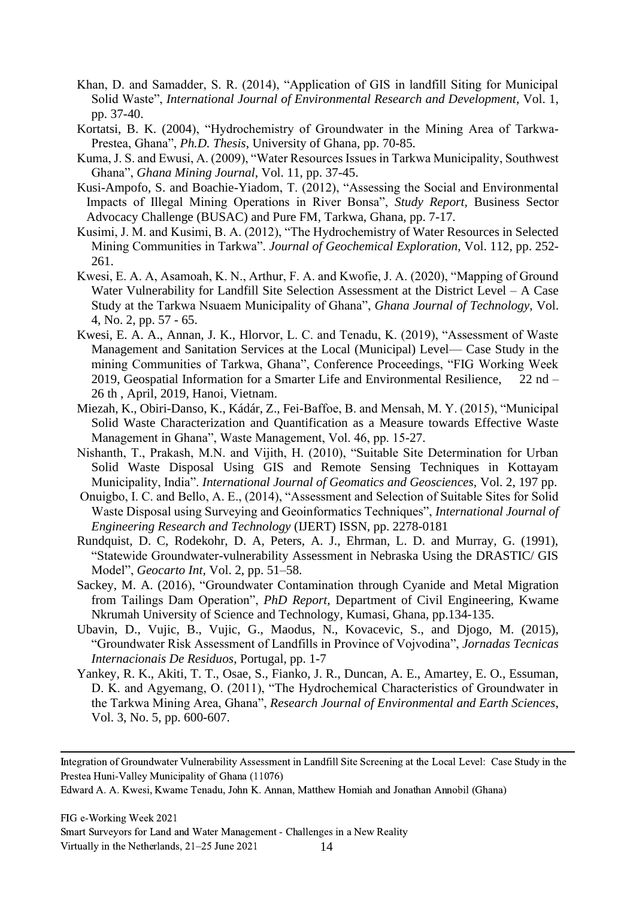Khan, D. and Samadder, S. R. (2014), "Application of GIS in landfill Siting for Municipal Solid Waste", *International Journal of Environmental Research and Development*, Vol. 1, pp. 37-40.

Kortatsi, B. K. (2004), "Hydrochemistry of Groundwater in the Mining Area of Tarkwa-Prestea, Ghana", *Ph.D. Thesis*, University of Ghana, pp. 70-85.

Kuma, J. S. and Ewusi, A. (2009), "Water Resources Issues in Tarkwa Municipality, Southwest Ghana", *Ghana Mining Journal*, Vol. 11, pp. 37-45.

Kusi-Ampofo, S. and Boachie-Yiadom, T. (2012), "Assessing the Social and Environmental Impacts of Illegal Mining Operations in River Bonsa", *Study Report,* Business Sector Advocacy Challenge (BUSAC) and Pure FM, Tarkwa, Ghana, pp. 7-17.

Kusimi, J. M. and Kusimi, B. A. (2012), "The Hydrochemistry of Water Resources in Selected Mining Communities in Tarkwa". *Journal of Geochemical Exploration*, Vol. 112, pp. 252-261.

Kwesi, E. A. A, Asamoah, K. N., Arthur, F. A. and Kwofie, J. A. (2020), "Mapping of Ground Water Vulnerability for Landfill Site Selection Assessment at the District Level – A Case Study at the Tarkwa Nsuaem Municipality of Ghana", *Ghana Journal of Technology*, Vol. 4, No. 2, pp. 57 - 65.

Kwesi, E. A. A., Annan, J. K., Hlorvor, L. C. and Tenadu, K. (2019), "Assessment of Waste Management and Sanitation Services at the Local (Municipal) Level— Case Study in the mining Communities of Tarkwa, Ghana", Conference Proceedings, "FIG Working Week 2019, Geospatial Information for a Smarter Life and Environmental Resilience, 22 nd – 26 th , April, 2019, Hanoi, Vietnam.

Miezah, K., Obiri-Danso, K., Kádár, Z., Fei-Baffoe, B. and Mensah, M. Y. (2015), "Municipal Solid Waste Characterization and Quantification as a Measure towards Effective Waste Management in Ghana", Waste Management, Vol. 46, pp. 15-27.

Nishanth, T., Prakash, M.N. and Vijith, H. (2010), "Suitable Site Determination for Urban Solid Waste Disposal Using GIS and Remote Sensing Techniques in Kottayam Municipality, India". *International Journal of Geomatics and Geosciences,* Vol. 2, 197 pp.

Onuigbo, I. C. and Bello, A. E., (2014), "Assessment and Selection of Suitable Sites for Solid Waste Disposal using Surveying and Geoinformatics Techniques", *International Journal of Engineering Research and Technology* (IJERT) ISSN, pp. 2278-0181

Rundquist, D. C, Rodekohr, D. A, Peters, A. J., Ehrman, L. D. and Murray, G. (1991), "Statewide Groundwater-vulnerability Assessment in Nebraska Using the DRASTIC/ GIS Model", *Geocarto Int*, Vol. 2, pp. 51–58.

Sackey, M. A. (2016), "Groundwater Contamination through Cyanide and Metal Migration from Tailings Dam Operation", *PhD Report,* Department of Civil Engineering, Kwame Nkrumah University of Science and Technology, Kumasi, Ghana, pp.134-135.

Ubavin, D., Vujic, B., Vujic, G., Maodus, N., Kovacevic, S., and Djogo, M. (2015), "Groundwater Risk Assessment of Landfills in Province of Vojvodina", *Jornadas Tecnicas Internacionais De Residuos,* Portugal, pp. 1-7

Yankey, R. K., Akiti, T. T., Osae, S., Fianko, J. R., Duncan, A. E., Amartey, E. O., Essuman, D. K. and Agyemang, O. (2011), "The Hydrochemical Characteristics of Groundwater in the Tarkwa Mining Area, Ghana", *Research Journal of Environmental and Earth Sciences*, Vol. 3, No. 5, pp. 600-607.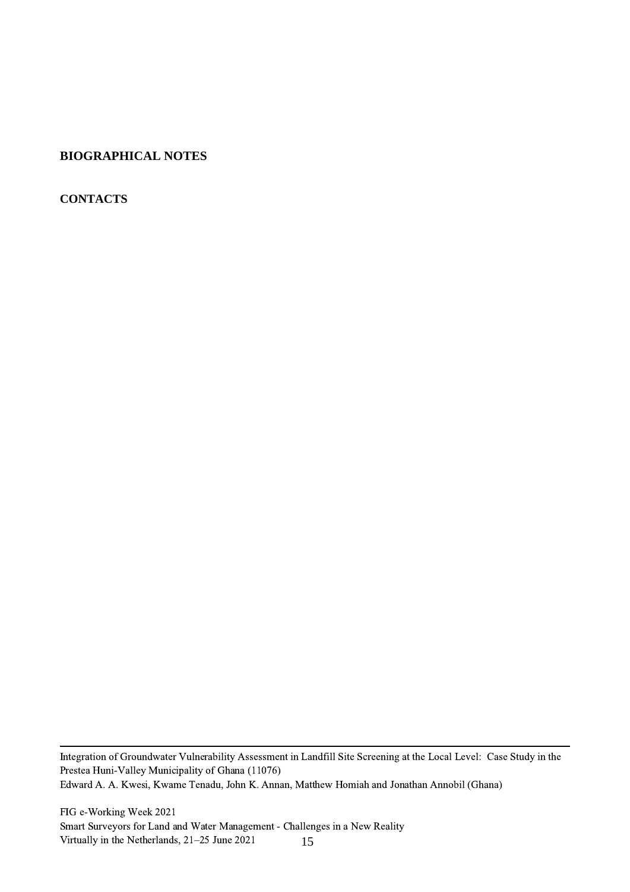## BIOGRAPHICAL NOTES

## CONTACTS